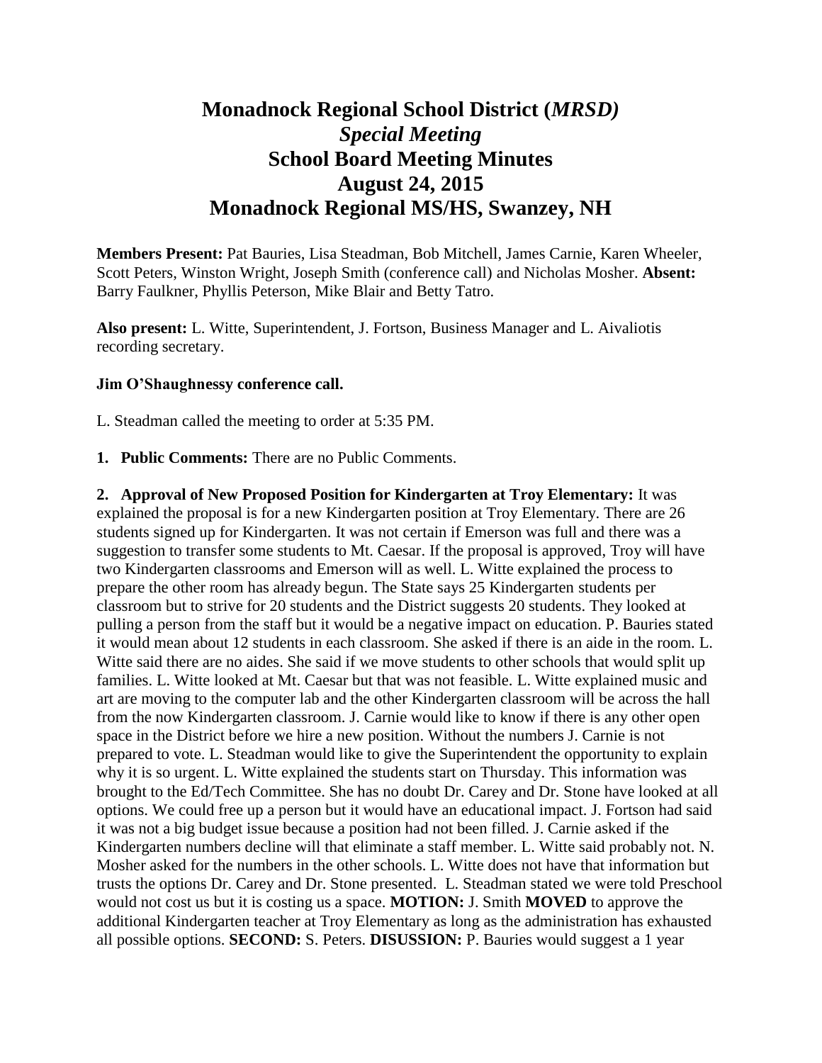# Monadnock Regional School District (*MRSD)*
## *Special Meeting*
## School Board Meeting Minutes
## August 24, 2015
## Monadnock Regional MS/HS, Swanzey, NH

**Members Present:** Pat Bauries, Lisa Steadman, Bob Mitchell, James Carnie, Karen Wheeler, Scott Peters, Winston Wright, Joseph Smith (conference call) and Nicholas Mosher. **Absent:** Barry Faulkner, Phyllis Peterson, Mike Blair and Betty Tatro.

**Also present:** L. Witte, Superintendent, J. Fortson, Business Manager and L. Aivaliotis recording secretary.

**Jim O'Shaughnessy conference call.**

L. Steadman called the meeting to order at 5:35 PM.

**1. Public Comments:** There are no Public Comments.

**2. Approval of New Proposed Position for Kindergarten at Troy Elementary:** It was explained the proposal is for a new Kindergarten position at Troy Elementary. There are 26 students signed up for Kindergarten. It was not certain if Emerson was full and there was a suggestion to transfer some students to Mt. Caesar. If the proposal is approved, Troy will have two Kindergarten classrooms and Emerson will as well. L. Witte explained the process to prepare the other room has already begun. The State says 25 Kindergarten students per classroom but to strive for 20 students and the District suggests 20 students. They looked at pulling a person from the staff but it would be a negative impact on education. P. Bauries stated it would mean about 12 students in each classroom. She asked if there is an aide in the room. L. Witte said there are no aides. She said if we move students to other schools that would split up families. L. Witte looked at Mt. Caesar but that was not feasible. L. Witte explained music and art are moving to the computer lab and the other Kindergarten classroom will be across the hall from the now Kindergarten classroom. J. Carnie would like to know if there is any other open space in the District before we hire a new position. Without the numbers J. Carnie is not prepared to vote. L. Steadman would like to give the Superintendent the opportunity to explain why it is so urgent. L. Witte explained the students start on Thursday. This information was brought to the Ed/Tech Committee. She has no doubt Dr. Carey and Dr. Stone have looked at all options. We could free up a person but it would have an educational impact. J. Fortson had said it was not a big budget issue because a position had not been filled. J. Carnie asked if the Kindergarten numbers decline will that eliminate a staff member. L. Witte said probably not. N. Mosher asked for the numbers in the other schools. L. Witte does not have that information but trusts the options Dr. Carey and Dr. Stone presented. L. Steadman stated we were told Preschool would not cost us but it is costing us a space. **MOTION:** J. Smith **MOVED** to approve the additional Kindergarten teacher at Troy Elementary as long as the administration has exhausted all possible options. **SECOND:** S. Peters. **DISUSSION:** P. Bauries would suggest a 1 year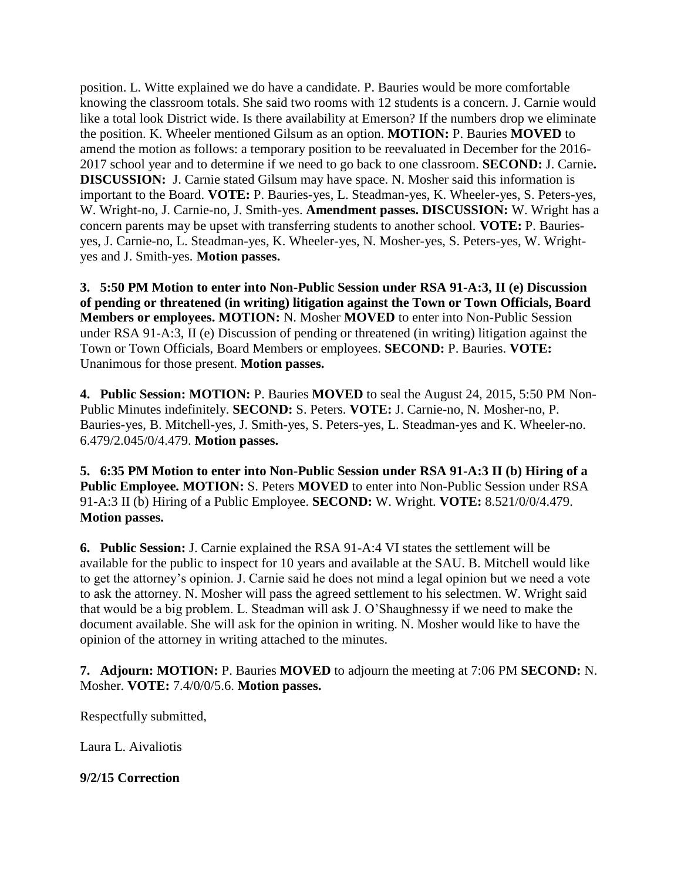position. L. Witte explained we do have a candidate. P. Bauries would be more comfortable knowing the classroom totals. She said two rooms with 12 students is a concern. J. Carnie would like a total look District wide. Is there availability at Emerson? If the numbers drop we eliminate the position. K. Wheeler mentioned Gilsum as an option. **MOTION:** P. Bauries **MOVED** to amend the motion as follows: a temporary position to be reevaluated in December for the 2016-2017 school year and to determine if we need to go back to one classroom. **SECOND:** J. Carnie**. DISCUSSION:** J. Carnie stated Gilsum may have space. N. Mosher said this information is important to the Board. **VOTE:** P. Bauries-yes, L. Steadman-yes, K. Wheeler-yes, S. Peters-yes, W. Wright-no, J. Carnie-no, J. Smith-yes. **Amendment passes. DISCUSSION:** W. Wright has a concern parents may be upset with transferring students to another school. **VOTE:** P. Bauries-yes, J. Carnie-no, L. Steadman-yes, K. Wheeler-yes, N. Mosher-yes, S. Peters-yes, W. Wright-yes and J. Smith-yes. **Motion passes.**

**3. 5:50 PM Motion to enter into Non-Public Session under RSA 91-A:3, II (e) Discussion of pending or threatened (in writing) litigation against the Town or Town Officials, Board Members or employees. MOTION:** N. Mosher **MOVED** to enter into Non-Public Session under RSA 91-A:3, II (e) Discussion of pending or threatened (in writing) litigation against the Town or Town Officials, Board Members or employees. **SECOND:** P. Bauries. **VOTE:** Unanimous for those present. **Motion passes.**

**4. Public Session: MOTION:** P. Bauries **MOVED** to seal the August 24, 2015, 5:50 PM Non-Public Minutes indefinitely. **SECOND:** S. Peters. **VOTE:** J. Carnie-no, N. Mosher-no, P. Bauries-yes, B. Mitchell-yes, J. Smith-yes, S. Peters-yes, L. Steadman-yes and K. Wheeler-no. 6.479/2.045/0/4.479. **Motion passes.**

**5. 6:35 PM Motion to enter into Non-Public Session under RSA 91-A:3 II (b) Hiring of a Public Employee. MOTION:** S. Peters **MOVED** to enter into Non-Public Session under RSA 91-A:3 II (b) Hiring of a Public Employee. **SECOND:** W. Wright. **VOTE:** 8.521/0/0/4.479. **Motion passes.**

**6. Public Session:** J. Carnie explained the RSA 91-A:4 VI states the settlement will be available for the public to inspect for 10 years and available at the SAU. B. Mitchell would like to get the attorney's opinion. J. Carnie said he does not mind a legal opinion but we need a vote to ask the attorney. N. Mosher will pass the agreed settlement to his selectmen. W. Wright said that would be a big problem. L. Steadman will ask J. O'Shaughnessy if we need to make the document available. She will ask for the opinion in writing. N. Mosher would like to have the opinion of the attorney in writing attached to the minutes.

**7. Adjourn: MOTION:** P. Bauries **MOVED** to adjourn the meeting at 7:06 PM **SECOND:** N. Mosher. **VOTE:** 7.4/0/0/5.6. **Motion passes.**

Respectfully submitted,

Laura L. Aivaliotis

**9/2/15 Correction**